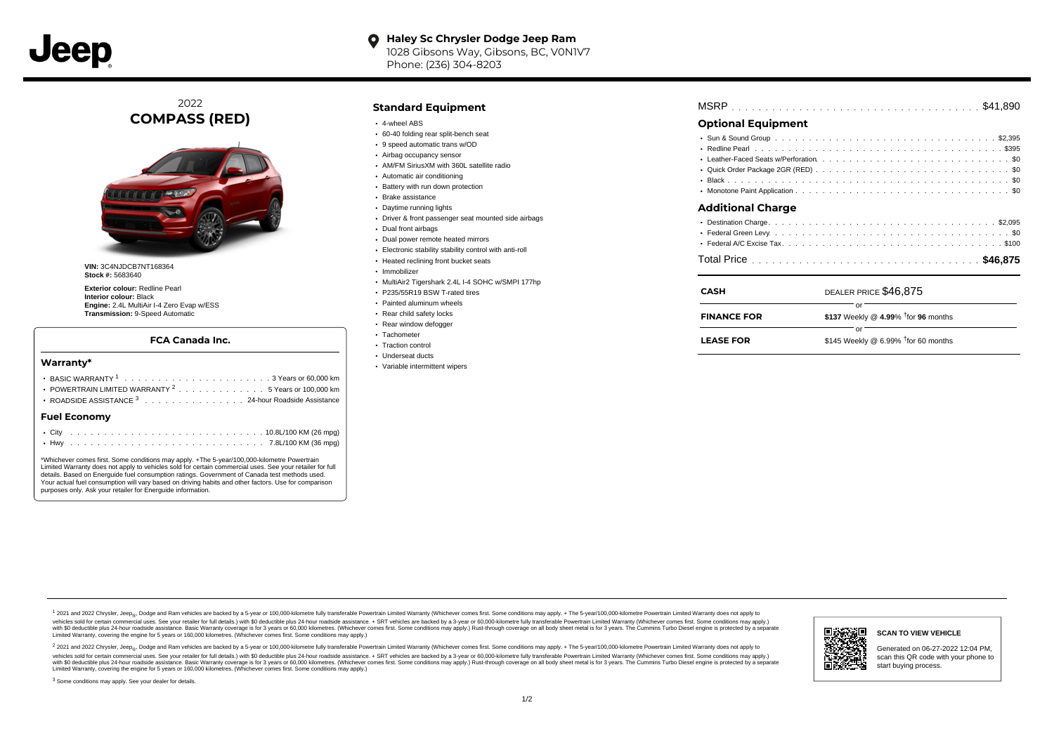Jeep

**Haley Sc Chrysler Dodge Jeep Ram**
1028 Gibsons Way, Gibsons, BC, V0N1V7
Phone: (236) 304-8203

# 2022 COMPASS (RED)

**VIN:** 3C4NJDCB7NT168364
**Stock #:** 5683640

**Exterior colour:** Redline Pearl
**Interior colour:** Black
**Engine:** 2.4L MultiAir I-4 Zero Evap w/ESS
**Transmission:** 9-Speed Automatic

### FCA Canada Inc.

#### Warranty*

- BASIC WARRANTY [1] . . . . . . . . . . 3 Years or 60,000 km
- POWERTRAIN LIMITED WARRANTY [2] . . . . . . . . . . 5 Years or 100,000 km
- ROADSIDE ASSISTANCE [3] . . . . . . . . . . 24-hour Roadside Assistance

#### Fuel Economy

- City . . . . . . . . . . 10.8L/100 KM (26 mpg)
- Hwy . . . . . . . . . . 7.8L/100 KM (36 mpg)

*Whichever comes first. Some conditions may apply. +The 5-year/100,000-kilometre Powertrain Limited Warranty does not apply to vehicles sold for certain commercial uses. See your retailer for full details. Based on Energuide fuel consumption ratings. Government of Canada test methods used. Your actual fuel consumption will vary based on driving habits and other factors. Use for comparison purposes only. Ask your retailer for Energuide information.

## Standard Equipment

- 4-wheel ABS
- 60-40 folding rear split-bench seat
- 9 speed automatic trans w/OD
- Airbag occupancy sensor
- AM/FM SiriusXM with 360L satellite radio
- Automatic air conditioning
- Battery with run down protection
- Brake assistance
- Daytime running lights
- Driver & front passenger seat mounted side airbags
- Dual front airbags
- Dual power remote heated mirrors
- Electronic stability stability control with anti-roll
- Heated reclining front bucket seats
- Immobilizer
- MultiAir2 Tigershark 2.4L I-4 SOHC w/SMPI 177hp
- P235/55R19 BSW T-rated tires
- Painted aluminum wheels
- Rear child safety locks
- Rear window defogger
- Tachometer
- Traction control
- Underseat ducts
- Variable intermittent wipers

MSRP . . . . . . . . . . $41,890

## Optional Equipment

- Sun & Sound Group . . . . . . . . . . $2,395
- Redline Pearl . . . . . . . . . . $395
- Leather-Faced Seats w/Perforation . . . . . . . . . . $0
- Quick Order Package 2GR (RED) . . . . . . . . . . $0
- Black . . . . . . . . . . $0
- Monotone Paint Application . . . . . . . . . . $0

## Additional Charge

- Destination Charge . . . . . . . . . . $2,095
- Federal Green Levy . . . . . . . . . . $0
- Federal A/C Excise Tax . . . . . . . . . . $100

Total Price . . . . . . . . . . **$46,875**

| | |
|---|---|
| **CASH** | DEALER PRICE $46,875 |
| | or |
| **FINANCE FOR** | **$137** Weekly @ **4.99**% †for **96** months |
| | or |
| **LEASE FOR** | $145 Weekly @ 6.99% †for 60 months |

[1] 2021 and 2022 Chrysler, Jeep®, Dodge and Ram vehicles are backed by a 5-year or 100,000-kilometre fully transferable Powertrain Limited Warranty (Whichever comes first. Some conditions may apply. + The 5-year/100,000-kilometre Powertrain Limited Warranty does not apply to vehicles sold for certain commercial uses. See your retailer for full details.) with $0 deductible plus 24-hour roadside assistance. + SRT vehicles are backed by a 3-year or 60,000-kilometre fully transferable Powertrain Limited Warranty (Whichever comes first. Some conditions may apply.) with $0 deductible plus 24-hour roadside assistance. Basic Warranty coverage is for 3 years or 60,000 kilometres. (Whichever comes first. Some conditions may apply.) Rust-through coverage on all body sheet metal is for 3 years. The Cummins Turbo Diesel engine is protected by a separate Limited Warranty, covering the engine for 5 years or 160,000 kilometres. (Whichever comes first. Some conditions may apply.)

[2] 2021 and 2022 Chrysler, Jeep®, Dodge and Ram vehicles are backed by a 5-year or 100,000-kilometre fully transferable Powertrain Limited Warranty (Whichever comes first. Some conditions may apply. + The 5-year/100,000-kilometre Powertrain Limited Warranty does not apply to vehicles sold for certain commercial uses. See your retailer for full details.) with $0 deductible plus 24-hour roadside assistance. + SRT vehicles are backed by a 3-year or 60,000-kilometre fully transferable Powertrain Limited Warranty (Whichever comes first. Some conditions may apply.) with $0 deductible plus 24-hour roadside assistance. Basic Warranty coverage is for 3 years or 60,000 kilometres. (Whichever comes first. Some conditions may apply.) Rust-through coverage on all body sheet metal is for 3 years. The Cummins Turbo Diesel engine is protected by a separate Limited Warranty, covering the engine for 5 years or 160,000 kilometres. (Whichever comes first. Some conditions may apply.)

[3] Some conditions may apply. See your dealer for details.

**SCAN TO VIEW VEHICLE**

Generated on 06-27-2022 12:04 PM, scan this QR code with your phone to start buying process.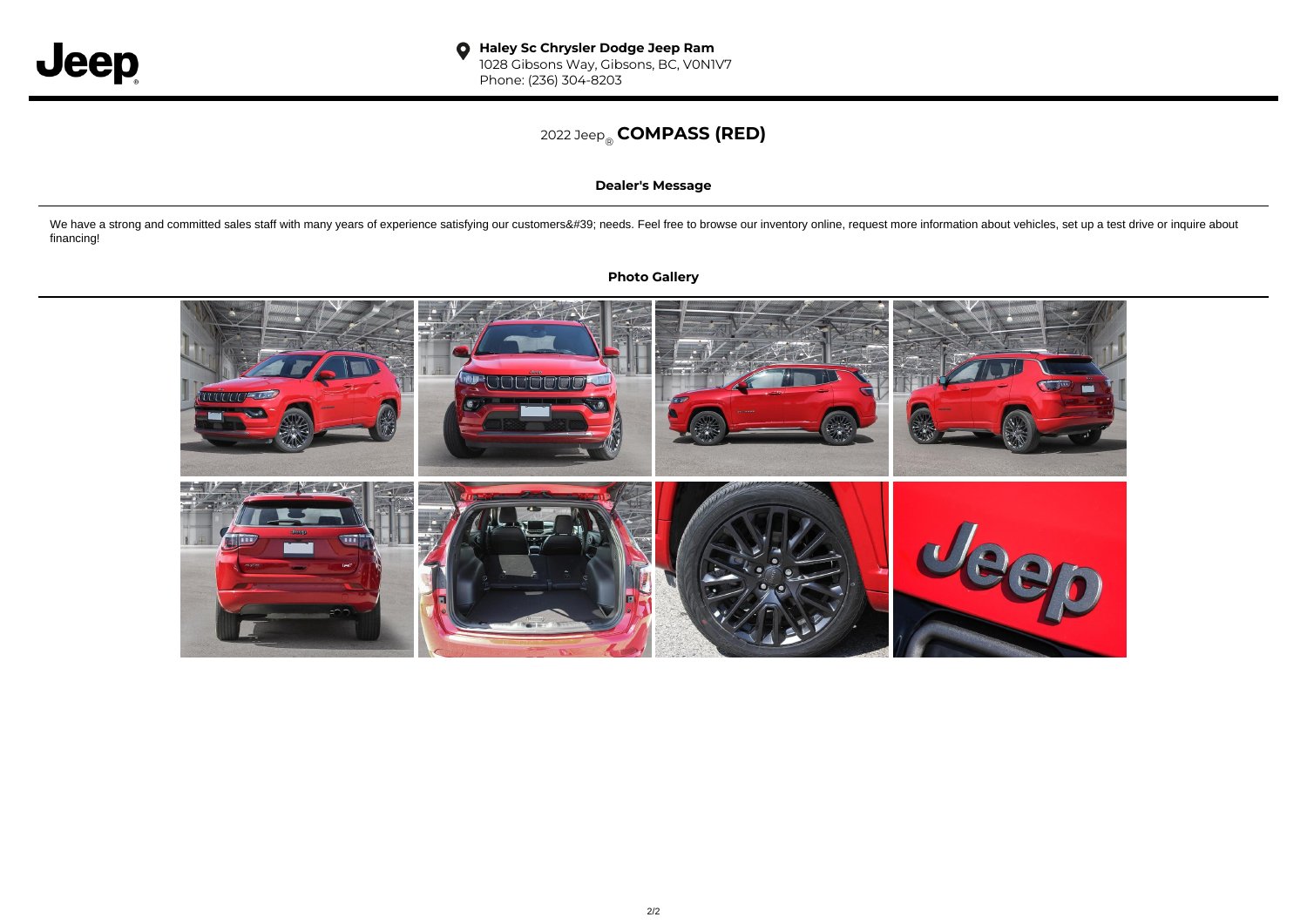**Haley Sc Chrysler Dodge Jeep Ram**
1028 Gibsons Way, Gibsons, BC, V0N1V7
Phone: (236) 304-8203

# 2022 Jeep® **COMPASS (RED)**

## Dealer's Message

We have a strong and committed sales staff with many years of experience satisfying our customers&#39; needs. Feel free to browse our inventory online, request more information about vehicles, set up a test drive or inquire about financing!

## Photo Gallery